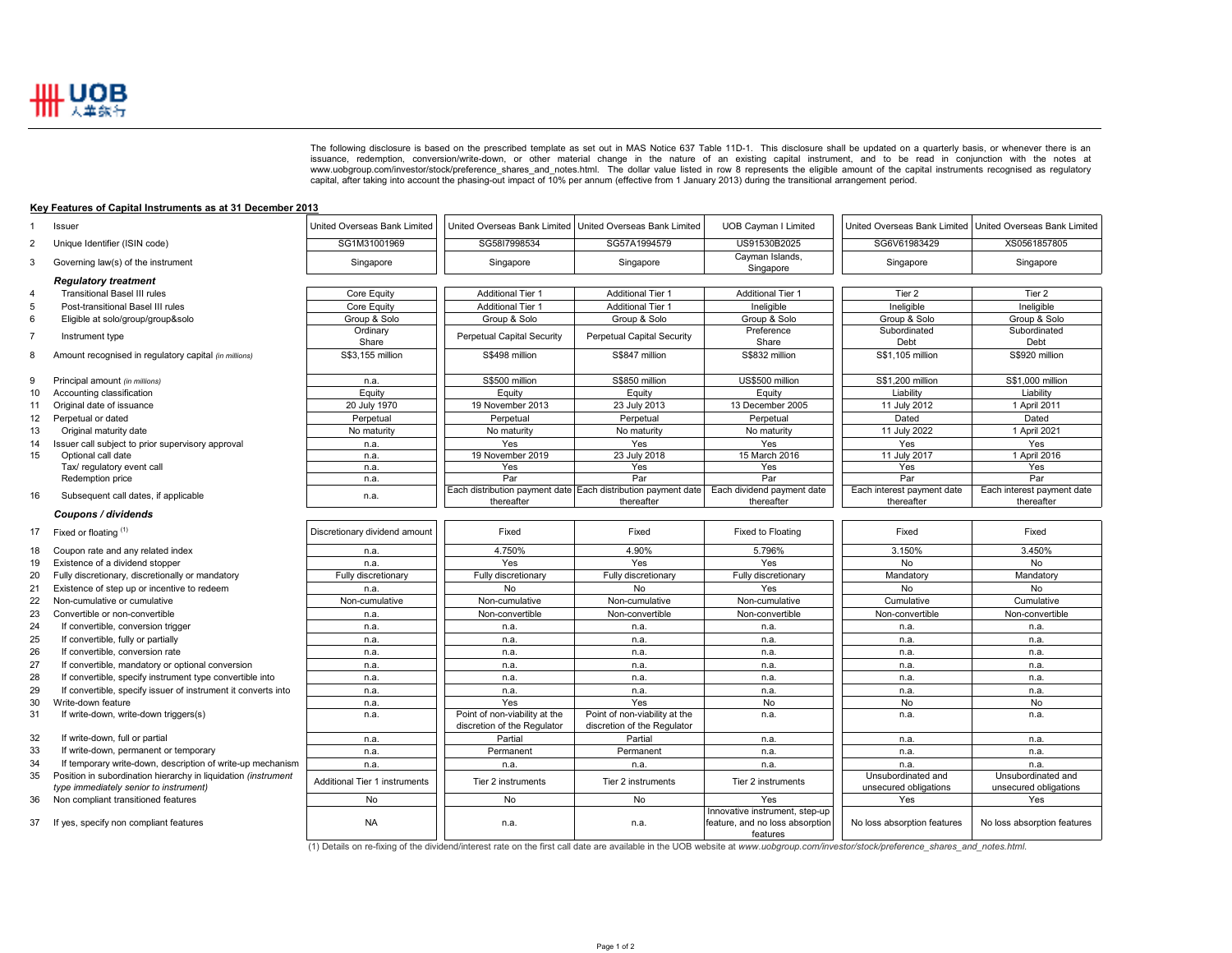The following disclosure is based on the prescribed template as set out in MAS Notice 637 Table 11D-1. This disclosure shall be updated on a quarterly basis, or whenever there is an issuance, redemption, conversion/write-down, or other material change in the nature of an existing capital instrument, and to be read in conjunction with the notes at www.uobgroup.com/investor/stock/preference_shares_and_notes.html. The dollar value listed in row 8 represents the eligible amount of the capital instruments recognised as regulatory capital, after taking into account the phasing-out impact of 10% per annum (effective from 1 January 2013) during the transitional arrangement period.

## Key Features of Capital Instruments as at 31 December 2013

| | | | | | | | |
|---|---|---|---|---|---|---|---|
| 1 | Issuer | United Overseas Bank Limited | United Overseas Bank Limited | United Overseas Bank Limited | UOB Cayman I Limited | United Overseas Bank Limited | United Overseas Bank Limited |
| 2 | Unique Identifier (ISIN code) | SG1M31001969 | SG58I7998534 | SG57A1994579 | US91530B2025 | SG6V61983429 | XS0561857805 |
| 3 | Governing law(s) of the instrument | Singapore | Singapore | Singapore | Cayman Islands, Singapore | Singapore | Singapore |
| | ***Regulatory treatment*** | | | | | | |
| 4 | Transitional Basel III rules | Core Equity | Additional Tier 1 | Additional Tier 1 | Additional Tier 1 | Tier 2 | Tier 2 |
| 5 | Post-transitional Basel III rules | Core Equity | Additional Tier 1 | Additional Tier 1 | Ineligible | Ineligible | Ineligible |
| 6 | Eligible at solo/group/group&solo | Group & Solo | Group & Solo | Group & Solo | Group & Solo | Group & Solo | Group & Solo |
| 7 | Instrument type | Ordinary Share | Perpetual Capital Security | Perpetual Capital Security | Preference Share | Subordinated Debt | Subordinated Debt |
| 8 | Amount recognised in regulatory capital *(in millions)* | S$3,155 million | S$498 million | S$847 million | S$832 million | S$1,105 million | S$920 million |
| 9 | Principal amount *(in millions)* | n.a. | S$500 million | S$850 million | US$500 million | S$1,200 million | S$1,000 million |
| 10 | Accounting classification | Equity | Equity | Equity | Equity | Liability | Liability |
| 11 | Original date of issuance | 20 July 1970 | 19 November 2013 | 23 July 2013 | 13 December 2005 | 11 July 2012 | 1 April 2011 |
| 12 | Perpetual or dated | Perpetual | Perpetual | Perpetual | Perpetual | Dated | Dated |
| 13 | Original maturity date | No maturity | No maturity | No maturity | No maturity | 11 July 2022 | 1 April 2021 |
| 14 | Issuer call subject to prior supervisory approval | n.a. | Yes | Yes | Yes | Yes | Yes |
| 15 | Optional call date | n.a. | 19 November 2019 | 23 July 2018 | 15 March 2016 | 11 July 2017 | 1 April 2016 |
| | Tax/ regulatory event call | n.a. | Yes | Yes | Yes | Yes | Yes |
| | Redemption price | n.a. | Par | Par | Par | Par | Par |
| 16 | Subsequent call dates, if applicable | n.a. | Each distribution payment date thereafter | Each distribution payment date thereafter | Each dividend payment date thereafter | Each interest payment date thereafter | Each interest payment date thereafter |
| | ***Coupons / dividends*** | | | | | | |
| 17 | Fixed or floating [1] | Discretionary dividend amount | Fixed | Fixed | Fixed to Floating | Fixed | Fixed |
| 18 | Coupon rate and any related index | n.a. | 4.750% | 4.90% | 5.796% | 3.150% | 3.450% |
| 19 | Existence of a dividend stopper | n.a. | Yes | Yes | Yes | No | No |
| 20 | Fully discretionary, discretionally or mandatory | Fully discretionary | Fully discretionary | Fully discretionary | Fully discretionary | Mandatory | Mandatory |
| 21 | Existence of step up or incentive to redeem | n.a. | No | No | Yes | No | No |
| 22 | Non-cumulative or cumulative | Non-cumulative | Non-cumulative | Non-cumulative | Non-cumulative | Cumulative | Cumulative |
| 23 | Convertible or non-convertible | n.a. | Non-convertible | Non-convertible | Non-convertible | Non-convertible | Non-convertible |
| 24 | If convertible, conversion trigger | n.a. | n.a. | n.a. | n.a. | n.a. | n.a. |
| 25 | If convertible, fully or partially | n.a. | n.a. | n.a. | n.a. | n.a. | n.a. |
| 26 | If convertible, conversion rate | n.a. | n.a. | n.a. | n.a. | n.a. | n.a. |
| 27 | If convertible, mandatory or optional conversion | n.a. | n.a. | n.a. | n.a. | n.a. | n.a. |
| 28 | If convertible, specify instrument type convertible into | n.a. | n.a. | n.a. | n.a. | n.a. | n.a. |
| 29 | If convertible, specify issuer of instrument it converts into | n.a. | n.a. | n.a. | n.a. | n.a. | n.a. |
| 30 | Write-down feature | n.a. | Yes | Yes | No | No | No |
| 31 | If write-down, write-down triggers(s) | n.a. | Point of non-viability at the discretion of the Regulator | Point of non-viability at the discretion of the Regulator | n.a. | n.a. | n.a. |
| 32 | If write-down, full or partial | n.a. | Partial | Partial | n.a. | n.a. | n.a. |
| 33 | If write-down, permanent or temporary | n.a. | Permanent | Permanent | n.a. | n.a. | n.a. |
| 34 | If temporary write-down, description of write-up mechanism | n.a. | n.a. | n.a. | n.a. | n.a. | n.a. |
| 35 | Position in subordination hierarchy in liquidation *(instrument type immediately senior to instrument)* | Additional Tier 1 instruments | Tier 2 instruments | Tier 2 instruments | Tier 2 instruments | Unsubordinated and unsecured obligations | Unsubordinated and unsecured obligations |
| 36 | Non compliant transitioned features | No | No | No | Yes | Yes | Yes |
| 37 | If yes, specify non compliant features | NA | n.a. | n.a. | Innovative instrument, step-up feature, and no loss absorption features | No loss absorption features | No loss absorption features |

(1) Details on re-fixing of the dividend/interest rate on the first call date are available in the UOB website at *www.uobgroup.com/investor/stock/preference_shares_and_notes.html*.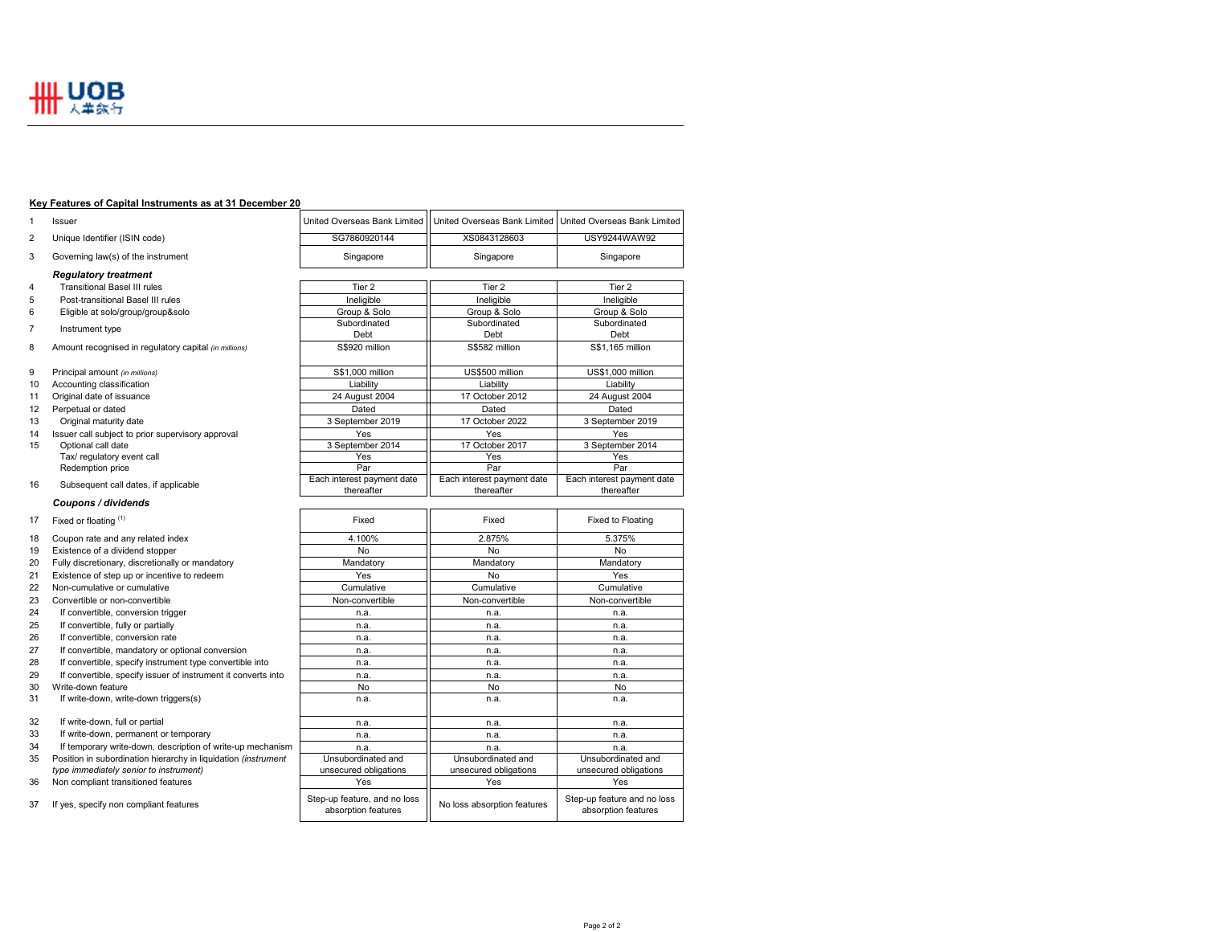UOB 大華銀行

**Key Features of Capital Instruments as at 31 December 20**

| | | | | |
|---|---|---|---|---|
| 1 | Issuer | United Overseas Bank Limited | United Overseas Bank Limited | United Overseas Bank Limited |
| 2 | Unique Identifier (ISIN code) | SG7860920144 | XS0843128603 | USY9244WAW92 |
| 3 | Governing law(s) of the instrument | Singapore | Singapore | Singapore |
| | ***Regulatory treatment*** | | | |
| 4 | Transitional Basel III rules | Tier 2 | Tier 2 | Tier 2 |
| 5 | Post-transitional Basel III rules | Ineligible | Ineligible | Ineligible |
| 6 | Eligible at solo/group/group&solo | Group & Solo | Group & Solo | Group & Solo |
| 7 | Instrument type | Subordinated Debt | Subordinated Debt | Subordinated Debt |
| 8 | Amount recognised in regulatory capital *(in millions)* | S$920 million | S$582 million | S$1,165 million |
| 9 | Principal amount *(in millions)* | S$1,000 million | US$500 million | US$1,000 million |
| 10 | Accounting classification | Liability | Liability | Liability |
| 11 | Original date of issuance | 24 August 2004 | 17 October 2012 | 24 August 2004 |
| 12 | Perpetual or dated | Dated | Dated | Dated |
| 13 | Original maturity date | 3 September 2019 | 17 October 2022 | 3 September 2019 |
| 14 | Issuer call subject to prior supervisory approval | Yes | Yes | Yes |
| 15 | Optional call date | 3 September 2014 | 17 October 2017 | 3 September 2014 |
| | Tax/ regulatory event call | Yes | Yes | Yes |
| | Redemption price | Par | Par | Par |
| 16 | Subsequent call dates, if applicable | Each interest payment date thereafter | Each interest payment date thereafter | Each interest payment date thereafter |
| | ***Coupons / dividends*** | | | |
| 17 | Fixed or floating [(1)] | Fixed | Fixed | Fixed to Floating |
| 18 | Coupon rate and any related index | 4.100% | 2.875% | 5.375% |
| 19 | Existence of a dividend stopper | No | No | No |
| 20 | Fully discretionary, discretionally or mandatory | Mandatory | Mandatory | Mandatory |
| 21 | Existence of step up or incentive to redeem | Yes | No | Yes |
| 22 | Non-cumulative or cumulative | Cumulative | Cumulative | Cumulative |
| 23 | Convertible or non-convertible | Non-convertible | Non-convertible | Non-convertible |
| 24 | If convertible, conversion trigger | n.a. | n.a. | n.a. |
| 25 | If convertible, fully or partially | n.a. | n.a. | n.a. |
| 26 | If convertible, conversion rate | n.a. | n.a. | n.a. |
| 27 | If convertible, mandatory or optional conversion | n.a. | n.a. | n.a. |
| 28 | If convertible, specify instrument type convertible into | n.a. | n.a. | n.a. |
| 29 | If convertible, specify issuer of instrument it converts into | n.a. | n.a. | n.a. |
| 30 | Write-down feature | No | No | No |
| 31 | If write-down, write-down triggers(s) | n.a. | n.a. | n.a. |
| 32 | If write-down, full or partial | n.a. | n.a. | n.a. |
| 33 | If write-down, permanent or temporary | n.a. | n.a. | n.a. |
| 34 | If temporary write-down, description of write-up mechanism | n.a. | n.a. | n.a. |
| 35 | Position in subordination hierarchy in liquidation *(instrument type immediately senior to instrument)* | Unsubordinated and unsecured obligations | Unsubordinated and unsecured obligations | Unsubordinated and unsecured obligations |
| 36 | Non compliant transitioned features | Yes | Yes | Yes |
| 37 | If yes, specify non compliant features | Step-up feature, and no loss absorption features | No loss absorption features | Step-up feature and no loss absorption features |